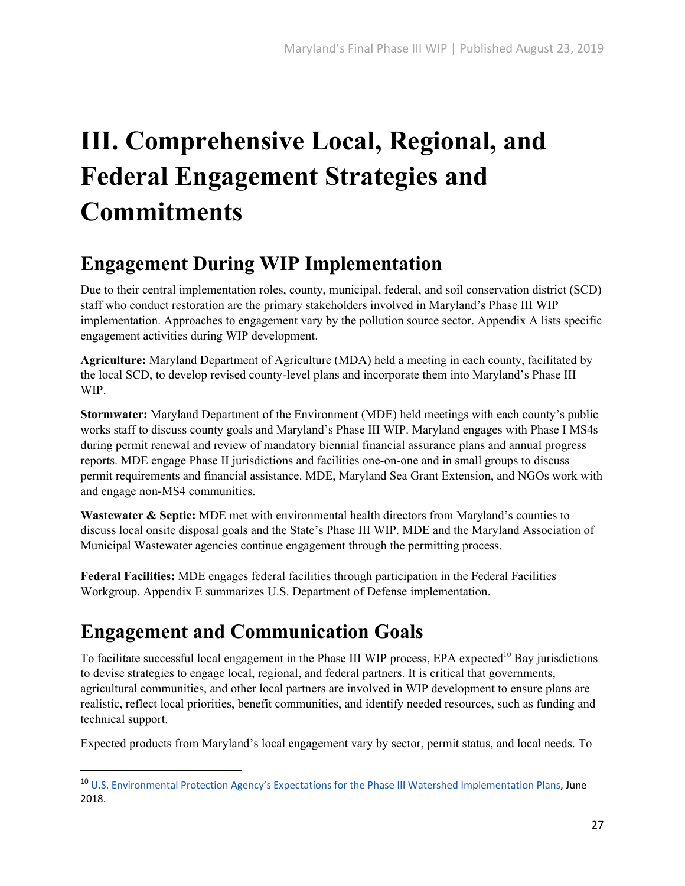# III. Comprehensive Local, Regional, and Federal Engagement Strategies and Commitments

## Engagement During WIP Implementation

Due to their central implementation roles, county, municipal, federal, and soil conservation district (SCD) staff who conduct restoration are the primary stakeholders involved in Maryland's Phase III WIP implementation. Approaches to engagement vary by the pollution source sector. Appendix A lists specific engagement activities during WIP development.

**Agriculture:** Maryland Department of Agriculture (MDA) held a meeting in each county, facilitated by the local SCD, to develop revised county-level plans and incorporate them into Maryland's Phase III WIP.

**Stormwater:** Maryland Department of the Environment (MDE) held meetings with each county's public works staff to discuss county goals and Maryland's Phase III WIP. Maryland engages with Phase I MS4s during permit renewal and review of mandatory biennial financial assurance plans and annual progress reports. MDE engage Phase II jurisdictions and facilities one-on-one and in small groups to discuss permit requirements and financial assistance. MDE, Maryland Sea Grant Extension, and NGOs work with and engage non-MS4 communities.

**Wastewater & Septic:** MDE met with environmental health directors from Maryland's counties to discuss local onsite disposal goals and the State's Phase III WIP. MDE and the Maryland Association of Municipal Wastewater agencies continue engagement through the permitting process.

**Federal Facilities:** MDE engages federal facilities through participation in the Federal Facilities Workgroup. Appendix E summarizes U.S. Department of Defense implementation.

## Engagement and Communication Goals

To facilitate successful local engagement in the Phase III WIP process, EPA expected[10] Bay jurisdictions to devise strategies to engage local, regional, and federal partners. It is critical that governments, agricultural communities, and other local partners are involved in WIP development to ensure plans are realistic, reflect local priorities, benefit communities, and identify needed resources, such as funding and technical support.

Expected products from Maryland's local engagement vary by sector, permit status, and local needs. To

[10] U.S. Environmental Protection Agency's Expectations for the Phase III Watershed Implementation Plans, June 2018.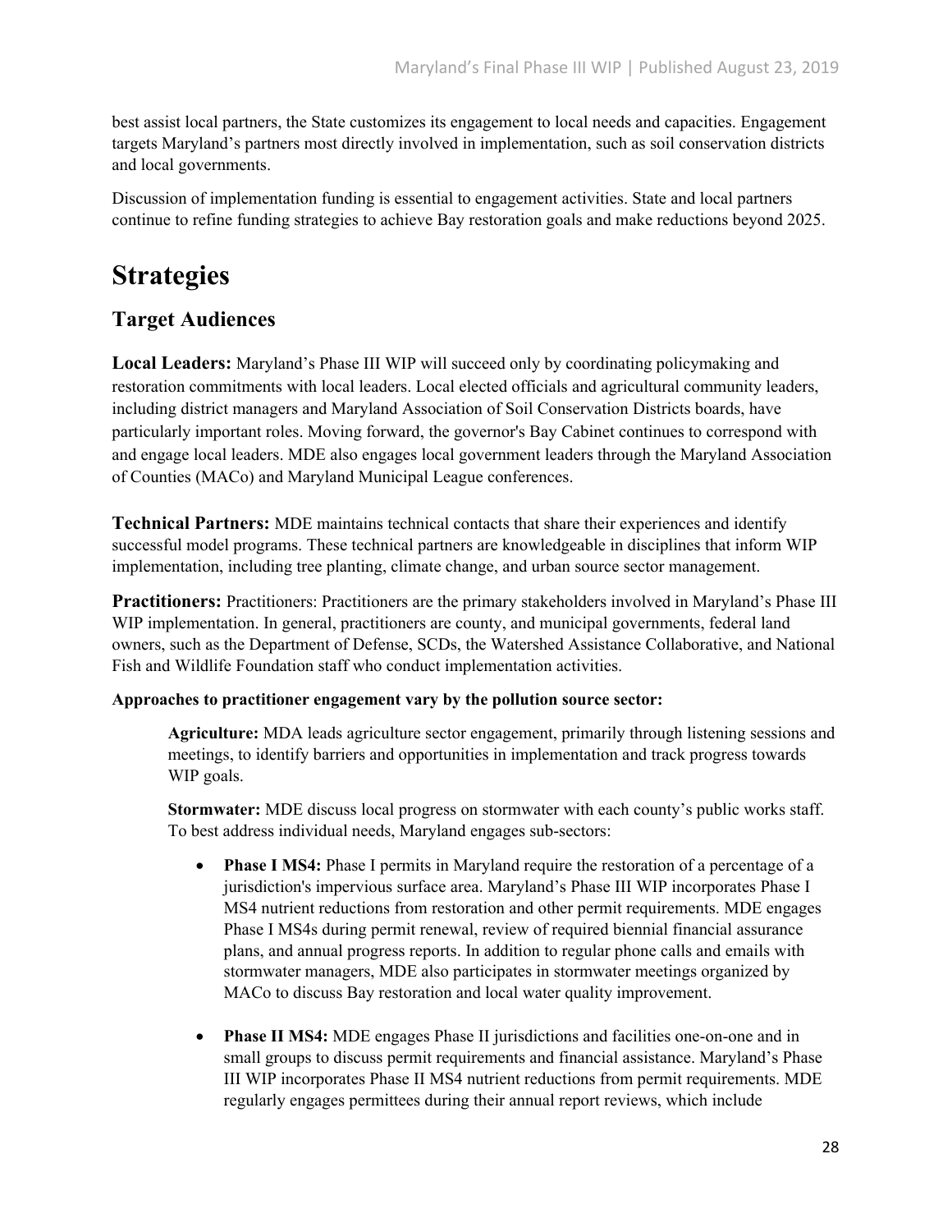best assist local partners, the State customizes its engagement to local needs and capacities. Engagement targets Maryland's partners most directly involved in implementation, such as soil conservation districts and local governments.

Discussion of implementation funding is essential to engagement activities. State and local partners continue to refine funding strategies to achieve Bay restoration goals and make reductions beyond 2025.

# Strategies

## Target Audiences

**Local Leaders:** Maryland's Phase III WIP will succeed only by coordinating policymaking and restoration commitments with local leaders. Local elected officials and agricultural community leaders, including district managers and Maryland Association of Soil Conservation Districts boards, have particularly important roles. Moving forward, the governor's Bay Cabinet continues to correspond with and engage local leaders. MDE also engages local government leaders through the Maryland Association of Counties (MACo) and Maryland Municipal League conferences.

**Technical Partners:** MDE maintains technical contacts that share their experiences and identify successful model programs. These technical partners are knowledgeable in disciplines that inform WIP implementation, including tree planting, climate change, and urban source sector management.

**Practitioners:** Practitioners: Practitioners are the primary stakeholders involved in Maryland's Phase III WIP implementation. In general, practitioners are county, and municipal governments, federal land owners, such as the Department of Defense, SCDs, the Watershed Assistance Collaborative, and National Fish and Wildlife Foundation staff who conduct implementation activities.

**Approaches to practitioner engagement vary by the pollution source sector:**

> **Agriculture:** MDA leads agriculture sector engagement, primarily through listening sessions and meetings, to identify barriers and opportunities in implementation and track progress towards WIP goals.
>
> **Stormwater:** MDE discuss local progress on stormwater with each county's public works staff. To best address individual needs, Maryland engages sub-sectors:
>
> - **Phase I MS4:** Phase I permits in Maryland require the restoration of a percentage of a jurisdiction's impervious surface area. Maryland's Phase III WIP incorporates Phase I MS4 nutrient reductions from restoration and other permit requirements. MDE engages Phase I MS4s during permit renewal, review of required biennial financial assurance plans, and annual progress reports. In addition to regular phone calls and emails with stormwater managers, MDE also participates in stormwater meetings organized by MACo to discuss Bay restoration and local water quality improvement.
>
> - **Phase II MS4:** MDE engages Phase II jurisdictions and facilities one-on-one and in small groups to discuss permit requirements and financial assistance. Maryland's Phase III WIP incorporates Phase II MS4 nutrient reductions from permit requirements. MDE regularly engages permittees during their annual report reviews, which include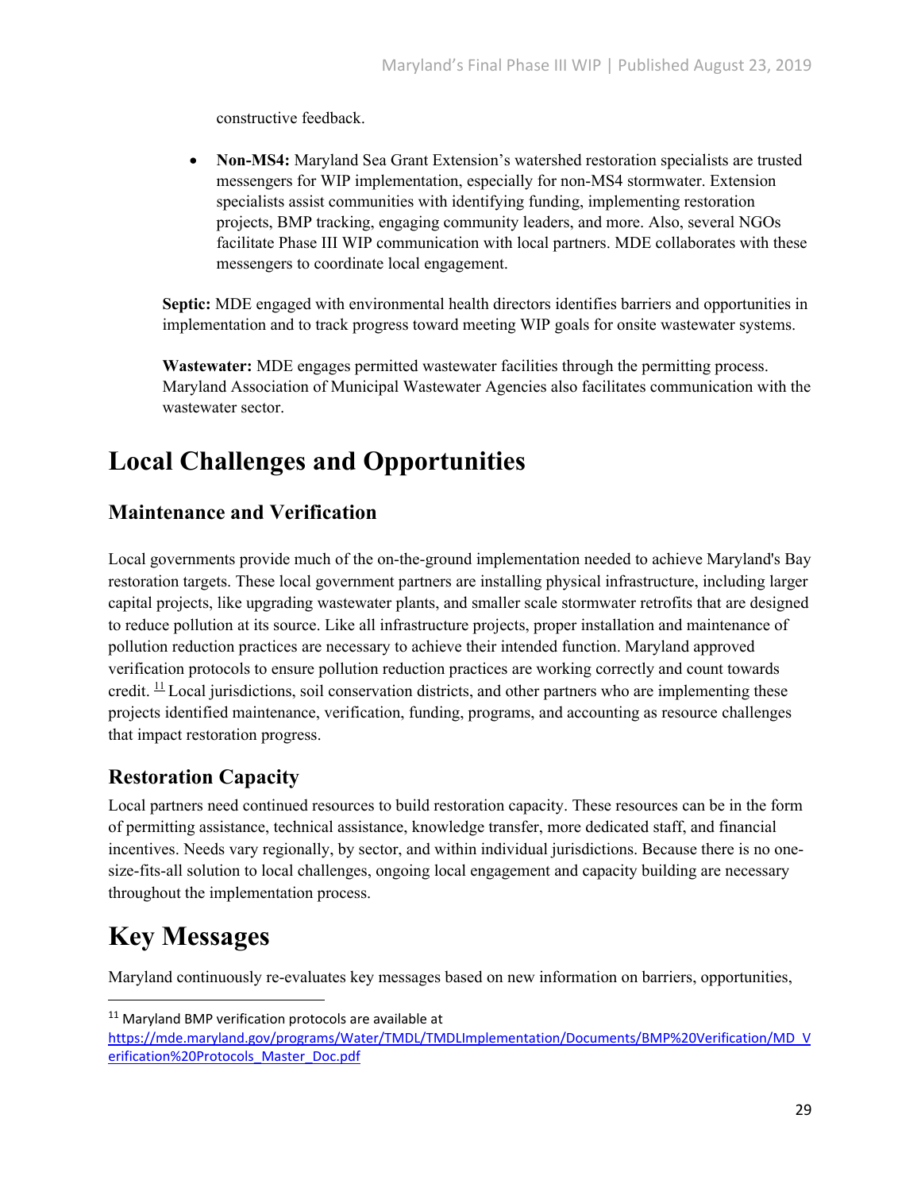constructive feedback.

- **Non-MS4:** Maryland Sea Grant Extension's watershed restoration specialists are trusted messengers for WIP implementation, especially for non-MS4 stormwater. Extension specialists assist communities with identifying funding, implementing restoration projects, BMP tracking, engaging community leaders, and more. Also, several NGOs facilitate Phase III WIP communication with local partners. MDE collaborates with these messengers to coordinate local engagement.

**Septic:** MDE engaged with environmental health directors identifies barriers and opportunities in implementation and to track progress toward meeting WIP goals for onsite wastewater systems.

**Wastewater:** MDE engages permitted wastewater facilities through the permitting process. Maryland Association of Municipal Wastewater Agencies also facilitates communication with the wastewater sector.

# Local Challenges and Opportunities

## Maintenance and Verification

Local governments provide much of the on-the-ground implementation needed to achieve Maryland's Bay restoration targets. These local government partners are installing physical infrastructure, including larger capital projects, like upgrading wastewater plants, and smaller scale stormwater retrofits that are designed to reduce pollution at its source. Like all infrastructure projects, proper installation and maintenance of pollution reduction practices are necessary to achieve their intended function. Maryland approved verification protocols to ensure pollution reduction practices are working correctly and count towards credit. [11] Local jurisdictions, soil conservation districts, and other partners who are implementing these projects identified maintenance, verification, funding, programs, and accounting as resource challenges that impact restoration progress.

## Restoration Capacity

Local partners need continued resources to build restoration capacity. These resources can be in the form of permitting assistance, technical assistance, knowledge transfer, more dedicated staff, and financial incentives. Needs vary regionally, by sector, and within individual jurisdictions. Because there is no one-size-fits-all solution to local challenges, ongoing local engagement and capacity building are necessary throughout the implementation process.

# Key Messages

Maryland continuously re-evaluates key messages based on new information on barriers, opportunities,

[11] Maryland BMP verification protocols are available at https://mde.maryland.gov/programs/Water/TMDL/TMDLImplementation/Documents/BMP%20Verification/MD_Verification%20Protocols_Master_Doc.pdf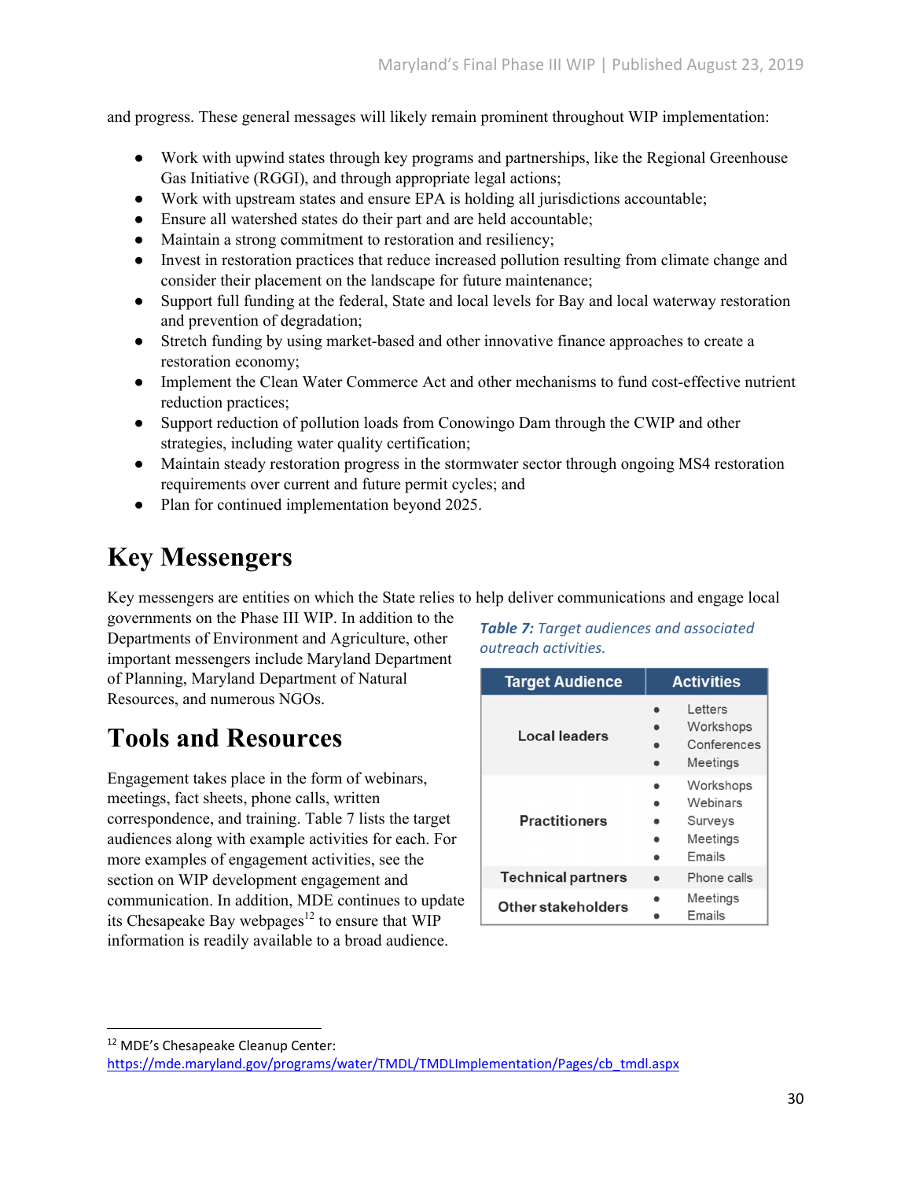and progress. These general messages will likely remain prominent throughout WIP implementation:

- Work with upwind states through key programs and partnerships, like the Regional Greenhouse Gas Initiative (RGGI), and through appropriate legal actions;
- Work with upstream states and ensure EPA is holding all jurisdictions accountable;
- Ensure all watershed states do their part and are held accountable;
- Maintain a strong commitment to restoration and resiliency;
- Invest in restoration practices that reduce increased pollution resulting from climate change and consider their placement on the landscape for future maintenance;
- Support full funding at the federal, State and local levels for Bay and local waterway restoration and prevention of degradation;
- Stretch funding by using market-based and other innovative finance approaches to create a restoration economy;
- Implement the Clean Water Commerce Act and other mechanisms to fund cost-effective nutrient reduction practices;
- Support reduction of pollution loads from Conowingo Dam through the CWIP and other strategies, including water quality certification;
- Maintain steady restoration progress in the stormwater sector through ongoing MS4 restoration requirements over current and future permit cycles; and
- Plan for continued implementation beyond 2025.

# Key Messengers

Key messengers are entities on which the State relies to help deliver communications and engage local governments on the Phase III WIP. In addition to the Departments of Environment and Agriculture, other important messengers include Maryland Department of Planning, Maryland Department of Natural Resources, and numerous NGOs.

# Tools and Resources

Engagement takes place in the form of webinars, meetings, fact sheets, phone calls, written correspondence, and training. Table 7 lists the target audiences along with example activities for each. For more examples of engagement activities, see the section on WIP development engagement and communication. In addition, MDE continues to update its Chesapeake Bay webpages[12] to ensure that WIP information is readily available to a broad audience.

***Table 7:*** *Target audiences and associated outreach activities.*

| Target Audience | Activities |
|---|---|
| Local leaders | • Letters<br>• Workshops<br>• Conferences<br>• Meetings |
| Practitioners | • Workshops<br>• Webinars<br>• Surveys<br>• Meetings<br>• Emails |
| Technical partners | • Phone calls |
| Other stakeholders | • Meetings<br>• Emails |

[12] MDE's Chesapeake Cleanup Center: https://mde.maryland.gov/programs/water/TMDL/TMDLImplementation/Pages/cb_tmdl.aspx